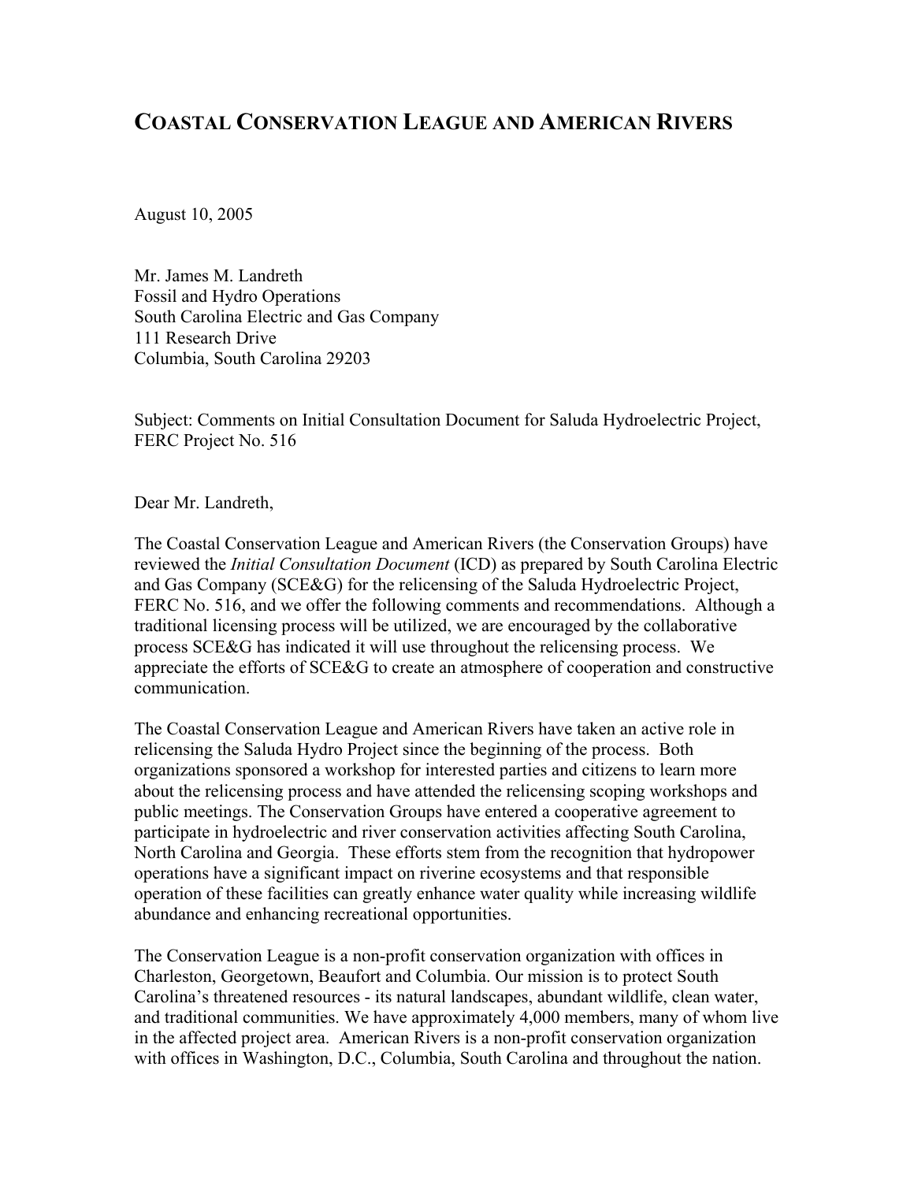# COASTAL CONSERVATION LEAGUE AND AMERICAN RIVERS

August 10, 2005

Mr. James M. Landreth
Fossil and Hydro Operations
South Carolina Electric and Gas Company
111 Research Drive
Columbia, South Carolina 29203

Subject: Comments on Initial Consultation Document for Saluda Hydroelectric Project, FERC Project No. 516

Dear Mr. Landreth,

The Coastal Conservation League and American Rivers (the Conservation Groups) have reviewed the *Initial Consultation Document* (ICD) as prepared by South Carolina Electric and Gas Company (SCE&G) for the relicensing of the Saluda Hydroelectric Project, FERC No. 516, and we offer the following comments and recommendations. Although a traditional licensing process will be utilized, we are encouraged by the collaborative process SCE&G has indicated it will use throughout the relicensing process. We appreciate the efforts of SCE&G to create an atmosphere of cooperation and constructive communication.

The Coastal Conservation League and American Rivers have taken an active role in relicensing the Saluda Hydro Project since the beginning of the process. Both organizations sponsored a workshop for interested parties and citizens to learn more about the relicensing process and have attended the relicensing scoping workshops and public meetings. The Conservation Groups have entered a cooperative agreement to participate in hydroelectric and river conservation activities affecting South Carolina, North Carolina and Georgia. These efforts stem from the recognition that hydropower operations have a significant impact on riverine ecosystems and that responsible operation of these facilities can greatly enhance water quality while increasing wildlife abundance and enhancing recreational opportunities.

The Conservation League is a non-profit conservation organization with offices in Charleston, Georgetown, Beaufort and Columbia. Our mission is to protect South Carolina's threatened resources - its natural landscapes, abundant wildlife, clean water, and traditional communities. We have approximately 4,000 members, many of whom live in the affected project area. American Rivers is a non-profit conservation organization with offices in Washington, D.C., Columbia, South Carolina and throughout the nation.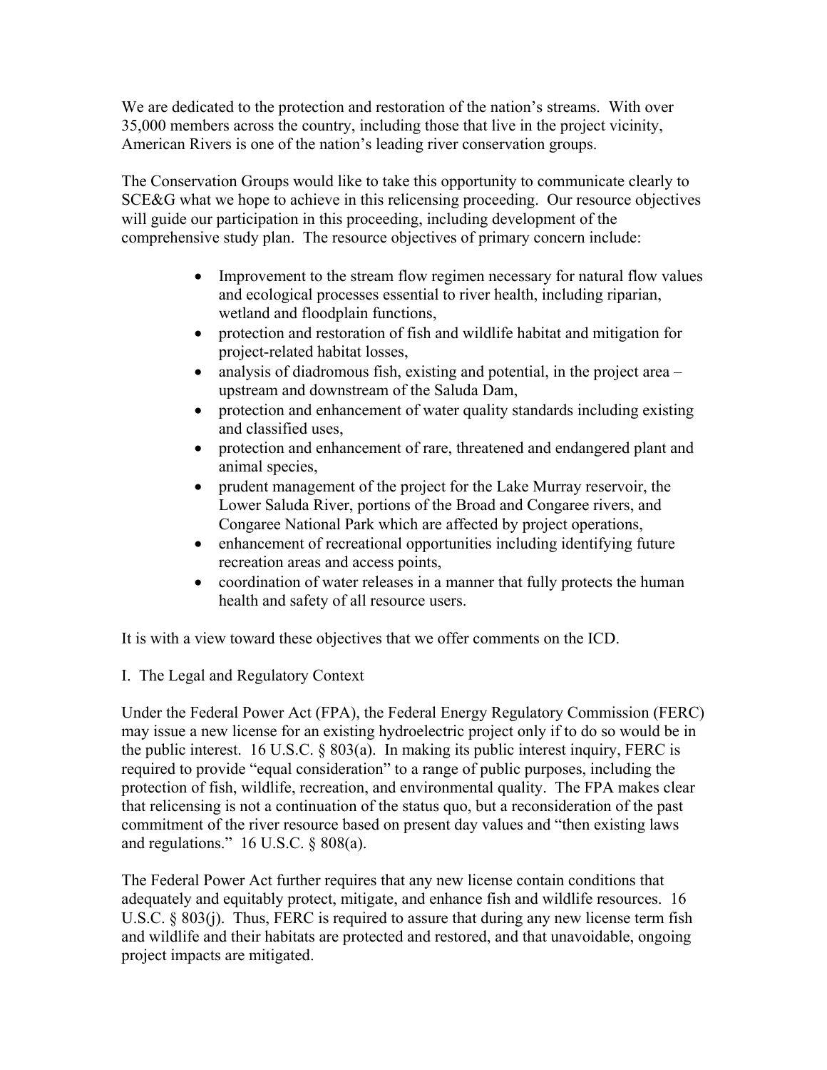We are dedicated to the protection and restoration of the nation's streams. With over 35,000 members across the country, including those that live in the project vicinity, American Rivers is one of the nation's leading river conservation groups.

The Conservation Groups would like to take this opportunity to communicate clearly to SCE&G what we hope to achieve in this relicensing proceeding. Our resource objectives will guide our participation in this proceeding, including development of the comprehensive study plan. The resource objectives of primary concern include:

- Improvement to the stream flow regimen necessary for natural flow values and ecological processes essential to river health, including riparian, wetland and floodplain functions,
- protection and restoration of fish and wildlife habitat and mitigation for project-related habitat losses,
- analysis of diadromous fish, existing and potential, in the project area – upstream and downstream of the Saluda Dam,
- protection and enhancement of water quality standards including existing and classified uses,
- protection and enhancement of rare, threatened and endangered plant and animal species,
- prudent management of the project for the Lake Murray reservoir, the Lower Saluda River, portions of the Broad and Congaree rivers, and Congaree National Park which are affected by project operations,
- enhancement of recreational opportunities including identifying future recreation areas and access points,
- coordination of water releases in a manner that fully protects the human health and safety of all resource users.

It is with a view toward these objectives that we offer comments on the ICD.

## I. The Legal and Regulatory Context

Under the Federal Power Act (FPA), the Federal Energy Regulatory Commission (FERC) may issue a new license for an existing hydroelectric project only if to do so would be in the public interest. 16 U.S.C. § 803(a). In making its public interest inquiry, FERC is required to provide "equal consideration" to a range of public purposes, including the protection of fish, wildlife, recreation, and environmental quality. The FPA makes clear that relicensing is not a continuation of the status quo, but a reconsideration of the past commitment of the river resource based on present day values and "then existing laws and regulations." 16 U.S.C. § 808(a).

The Federal Power Act further requires that any new license contain conditions that adequately and equitably protect, mitigate, and enhance fish and wildlife resources. 16 U.S.C. § 803(j). Thus, FERC is required to assure that during any new license term fish and wildlife and their habitats are protected and restored, and that unavoidable, ongoing project impacts are mitigated.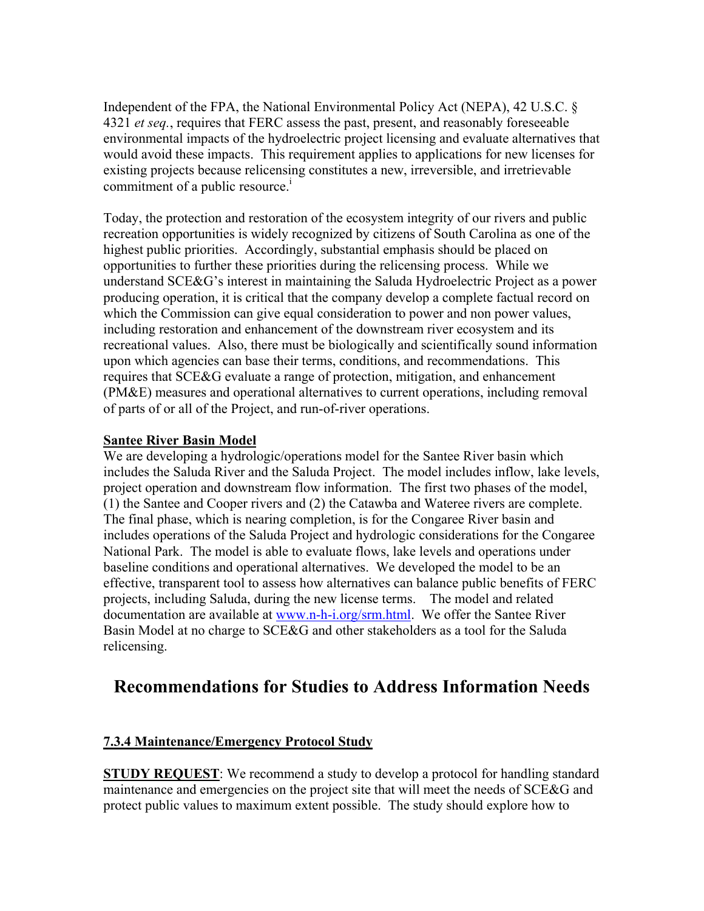Independent of the FPA, the National Environmental Policy Act (NEPA), 42 U.S.C. § 4321 *et seq.*, requires that FERC assess the past, present, and reasonably foreseeable environmental impacts of the hydroelectric project licensing and evaluate alternatives that would avoid these impacts. This requirement applies to applications for new licenses for existing projects because relicensing constitutes a new, irreversible, and irretrievable commitment of a public resource.[i]

Today, the protection and restoration of the ecosystem integrity of our rivers and public recreation opportunities is widely recognized by citizens of South Carolina as one of the highest public priorities. Accordingly, substantial emphasis should be placed on opportunities to further these priorities during the relicensing process. While we understand SCE&G's interest in maintaining the Saluda Hydroelectric Project as a power producing operation, it is critical that the company develop a complete factual record on which the Commission can give equal consideration to power and non power values, including restoration and enhancement of the downstream river ecosystem and its recreational values. Also, there must be biologically and scientifically sound information upon which agencies can base their terms, conditions, and recommendations. This requires that SCE&G evaluate a range of protection, mitigation, and enhancement (PM&E) measures and operational alternatives to current operations, including removal of parts of or all of the Project, and run-of-river operations.

**Santee River Basin Model**

We are developing a hydrologic/operations model for the Santee River basin which includes the Saluda River and the Saluda Project. The model includes inflow, lake levels, project operation and downstream flow information. The first two phases of the model, (1) the Santee and Cooper rivers and (2) the Catawba and Wateree rivers are complete. The final phase, which is nearing completion, is for the Congaree River basin and includes operations of the Saluda Project and hydrologic considerations for the Congaree National Park. The model is able to evaluate flows, lake levels and operations under baseline conditions and operational alternatives. We developed the model to be an effective, transparent tool to assess how alternatives can balance public benefits of FERC projects, including Saluda, during the new license terms. The model and related documentation are available at www.n-h-i.org/srm.html. We offer the Santee River Basin Model at no charge to SCE&G and other stakeholders as a tool for the Saluda relicensing.

# Recommendations for Studies to Address Information Needs

**7.3.4 Maintenance/Emergency Protocol Study**

**STUDY REQUEST**: We recommend a study to develop a protocol for handling standard maintenance and emergencies on the project site that will meet the needs of SCE&G and protect public values to maximum extent possible. The study should explore how to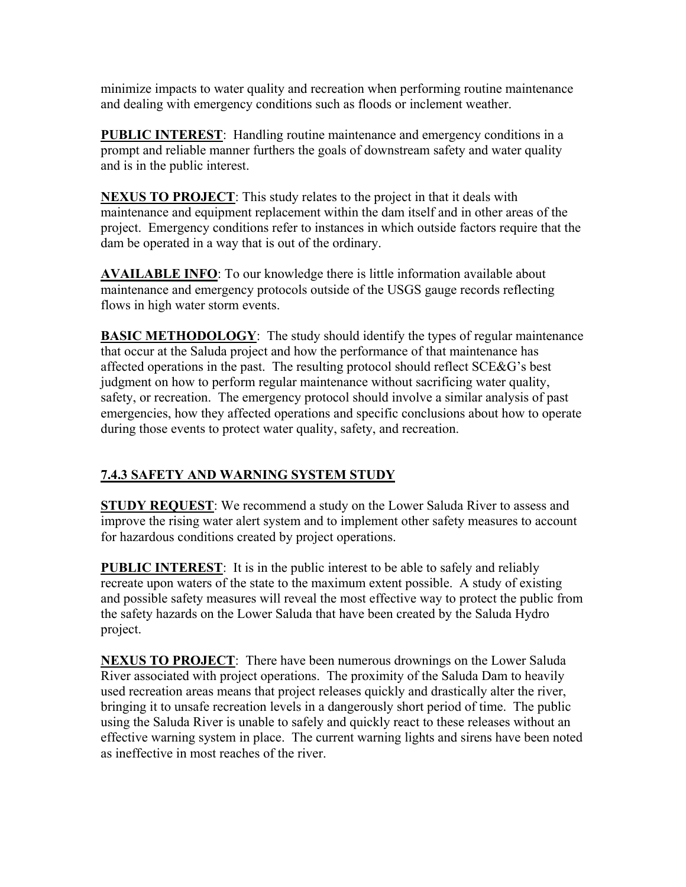minimize impacts to water quality and recreation when performing routine maintenance and dealing with emergency conditions such as floods or inclement weather.

**PUBLIC INTEREST**: Handling routine maintenance and emergency conditions in a prompt and reliable manner furthers the goals of downstream safety and water quality and is in the public interest.

**NEXUS TO PROJECT**: This study relates to the project in that it deals with maintenance and equipment replacement within the dam itself and in other areas of the project. Emergency conditions refer to instances in which outside factors require that the dam be operated in a way that is out of the ordinary.

**AVAILABLE INFO**: To our knowledge there is little information available about maintenance and emergency protocols outside of the USGS gauge records reflecting flows in high water storm events.

**BASIC METHODOLOGY**: The study should identify the types of regular maintenance that occur at the Saluda project and how the performance of that maintenance has affected operations in the past. The resulting protocol should reflect SCE&G's best judgment on how to perform regular maintenance without sacrificing water quality, safety, or recreation. The emergency protocol should involve a similar analysis of past emergencies, how they affected operations and specific conclusions about how to operate during those events to protect water quality, safety, and recreation.

### 7.4.3 SAFETY AND WARNING SYSTEM STUDY

**STUDY REQUEST**: We recommend a study on the Lower Saluda River to assess and improve the rising water alert system and to implement other safety measures to account for hazardous conditions created by project operations.

**PUBLIC INTEREST**: It is in the public interest to be able to safely and reliably recreate upon waters of the state to the maximum extent possible. A study of existing and possible safety measures will reveal the most effective way to protect the public from the safety hazards on the Lower Saluda that have been created by the Saluda Hydro project.

**NEXUS TO PROJECT**: There have been numerous drownings on the Lower Saluda River associated with project operations. The proximity of the Saluda Dam to heavily used recreation areas means that project releases quickly and drastically alter the river, bringing it to unsafe recreation levels in a dangerously short period of time. The public using the Saluda River is unable to safely and quickly react to these releases without an effective warning system in place. The current warning lights and sirens have been noted as ineffective in most reaches of the river.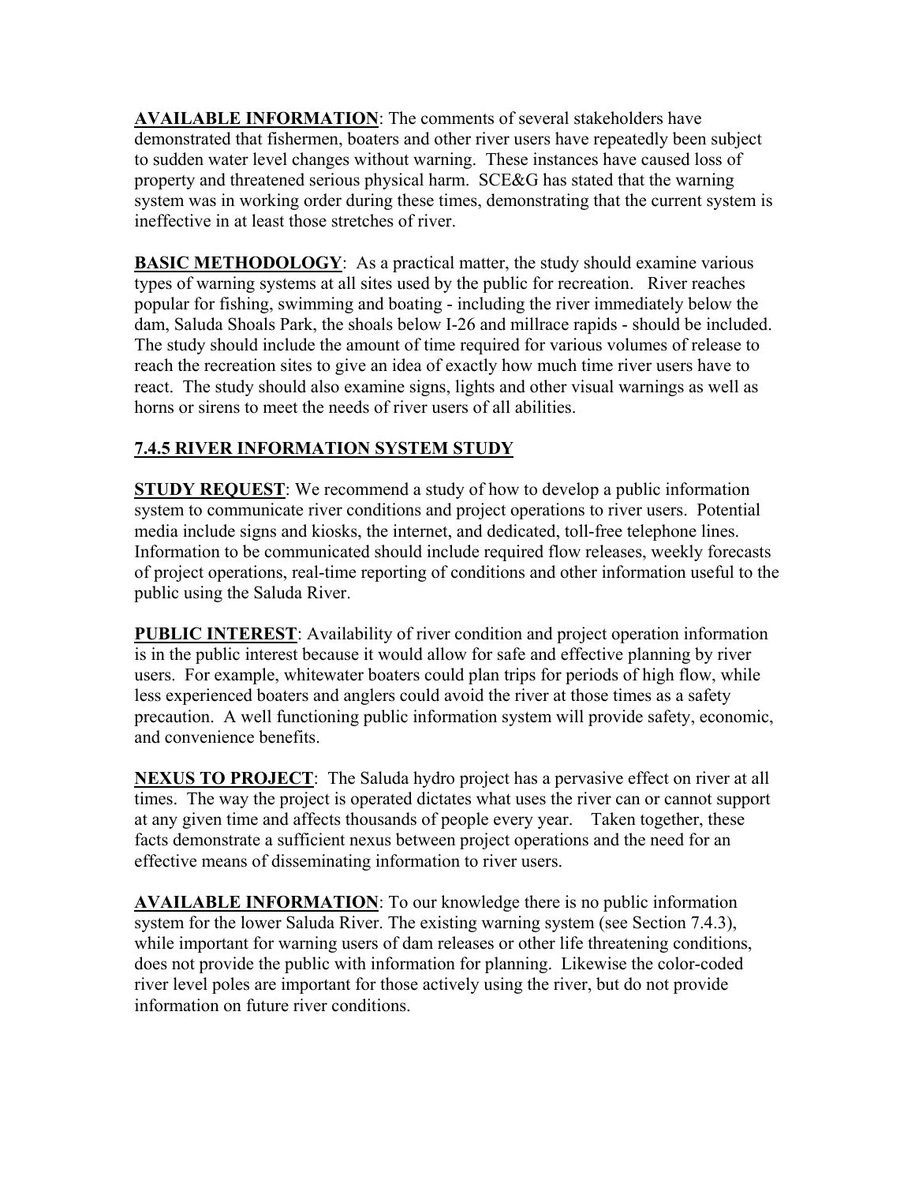**AVAILABLE INFORMATION**: The comments of several stakeholders have demonstrated that fishermen, boaters and other river users have repeatedly been subject to sudden water level changes without warning. These instances have caused loss of property and threatened serious physical harm. SCE&G has stated that the warning system was in working order during these times, demonstrating that the current system is ineffective in at least those stretches of river.

**BASIC METHODOLOGY**: As a practical matter, the study should examine various types of warning systems at all sites used by the public for recreation. River reaches popular for fishing, swimming and boating - including the river immediately below the dam, Saluda Shoals Park, the shoals below I-26 and millrace rapids - should be included. The study should include the amount of time required for various volumes of release to reach the recreation sites to give an idea of exactly how much time river users have to react. The study should also examine signs, lights and other visual warnings as well as horns or sirens to meet the needs of river users of all abilities.

## 7.4.5 RIVER INFORMATION SYSTEM STUDY

**STUDY REQUEST**: We recommend a study of how to develop a public information system to communicate river conditions and project operations to river users. Potential media include signs and kiosks, the internet, and dedicated, toll-free telephone lines. Information to be communicated should include required flow releases, weekly forecasts of project operations, real-time reporting of conditions and other information useful to the public using the Saluda River.

**PUBLIC INTEREST**: Availability of river condition and project operation information is in the public interest because it would allow for safe and effective planning by river users. For example, whitewater boaters could plan trips for periods of high flow, while less experienced boaters and anglers could avoid the river at those times as a safety precaution. A well functioning public information system will provide safety, economic, and convenience benefits.

**NEXUS TO PROJECT**: The Saluda hydro project has a pervasive effect on river at all times. The way the project is operated dictates what uses the river can or cannot support at any given time and affects thousands of people every year. Taken together, these facts demonstrate a sufficient nexus between project operations and the need for an effective means of disseminating information to river users.

**AVAILABLE INFORMATION**: To our knowledge there is no public information system for the lower Saluda River. The existing warning system (see Section 7.4.3), while important for warning users of dam releases or other life threatening conditions, does not provide the public with information for planning. Likewise the color-coded river level poles are important for those actively using the river, but do not provide information on future river conditions.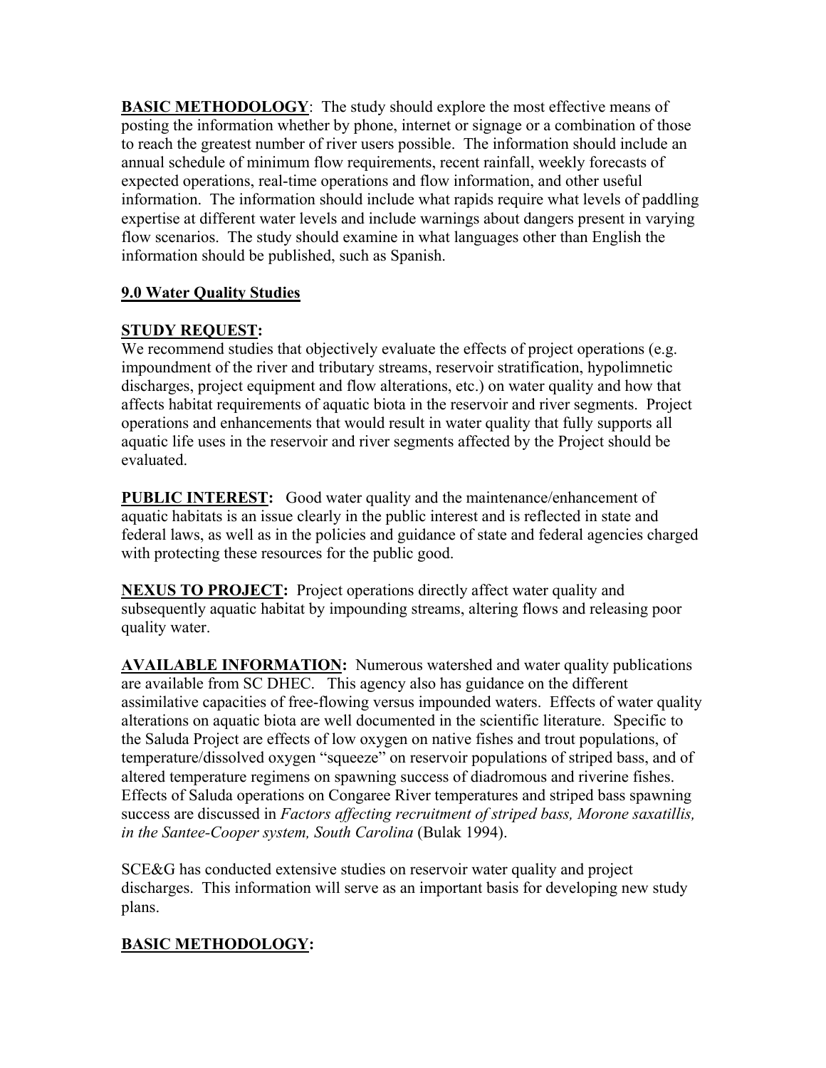**BASIC METHODOLOGY**: The study should explore the most effective means of posting the information whether by phone, internet or signage or a combination of those to reach the greatest number of river users possible. The information should include an annual schedule of minimum flow requirements, recent rainfall, weekly forecasts of expected operations, real-time operations and flow information, and other useful information. The information should include what rapids require what levels of paddling expertise at different water levels and include warnings about dangers present in varying flow scenarios. The study should examine in what languages other than English the information should be published, such as Spanish.

## 9.0 Water Quality Studies

**STUDY REQUEST:**
We recommend studies that objectively evaluate the effects of project operations (e.g. impoundment of the river and tributary streams, reservoir stratification, hypolimnetic discharges, project equipment and flow alterations, etc.) on water quality and how that affects habitat requirements of aquatic biota in the reservoir and river segments. Project operations and enhancements that would result in water quality that fully supports all aquatic life uses in the reservoir and river segments affected by the Project should be evaluated.

**PUBLIC INTEREST:** Good water quality and the maintenance/enhancement of aquatic habitats is an issue clearly in the public interest and is reflected in state and federal laws, as well as in the policies and guidance of state and federal agencies charged with protecting these resources for the public good.

**NEXUS TO PROJECT:** Project operations directly affect water quality and subsequently aquatic habitat by impounding streams, altering flows and releasing poor quality water.

**AVAILABLE INFORMATION:** Numerous watershed and water quality publications are available from SC DHEC. This agency also has guidance on the different assimilative capacities of free-flowing versus impounded waters. Effects of water quality alterations on aquatic biota are well documented in the scientific literature. Specific to the Saluda Project are effects of low oxygen on native fishes and trout populations, of temperature/dissolved oxygen "squeeze" on reservoir populations of striped bass, and of altered temperature regimens on spawning success of diadromous and riverine fishes. Effects of Saluda operations on Congaree River temperatures and striped bass spawning success are discussed in *Factors affecting recruitment of striped bass, Morone saxatillis, in the Santee-Cooper system, South Carolina* (Bulak 1994).

SCE&G has conducted extensive studies on reservoir water quality and project discharges. This information will serve as an important basis for developing new study plans.

**BASIC METHODOLOGY:**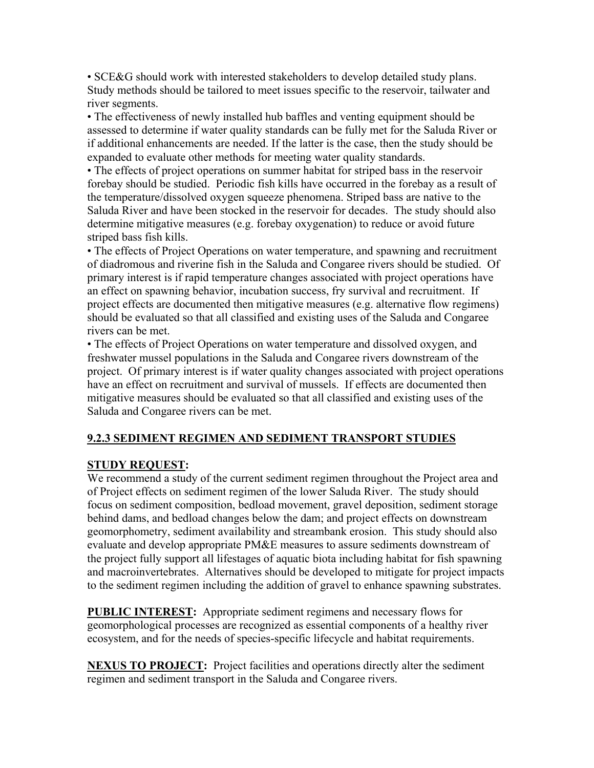- SCE&G should work with interested stakeholders to develop detailed study plans. Study methods should be tailored to meet issues specific to the reservoir, tailwater and river segments.
- The effectiveness of newly installed hub baffles and venting equipment should be assessed to determine if water quality standards can be fully met for the Saluda River or if additional enhancements are needed. If the latter is the case, then the study should be expanded to evaluate other methods for meeting water quality standards.
- The effects of project operations on summer habitat for striped bass in the reservoir forebay should be studied. Periodic fish kills have occurred in the forebay as a result of the temperature/dissolved oxygen squeeze phenomena. Striped bass are native to the Saluda River and have been stocked in the reservoir for decades. The study should also determine mitigative measures (e.g. forebay oxygenation) to reduce or avoid future striped bass fish kills.
- The effects of Project Operations on water temperature, and spawning and recruitment of diadromous and riverine fish in the Saluda and Congaree rivers should be studied. Of primary interest is if rapid temperature changes associated with project operations have an effect on spawning behavior, incubation success, fry survival and recruitment. If project effects are documented then mitigative measures (e.g. alternative flow regimens) should be evaluated so that all classified and existing uses of the Saluda and Congaree rivers can be met.
- The effects of Project Operations on water temperature and dissolved oxygen, and freshwater mussel populations in the Saluda and Congaree rivers downstream of the project. Of primary interest is if water quality changes associated with project operations have an effect on recruitment and survival of mussels. If effects are documented then mitigative measures should be evaluated so that all classified and existing uses of the Saluda and Congaree rivers can be met.

## 9.2.3 SEDIMENT REGIMEN AND SEDIMENT TRANSPORT STUDIES

**STUDY REQUEST:**
We recommend a study of the current sediment regimen throughout the Project area and of Project effects on sediment regimen of the lower Saluda River. The study should focus on sediment composition, bedload movement, gravel deposition, sediment storage behind dams, and bedload changes below the dam; and project effects on downstream geomorphometry, sediment availability and streambank erosion. This study should also evaluate and develop appropriate PM&E measures to assure sediments downstream of the project fully support all lifestages of aquatic biota including habitat for fish spawning and macroinvertebrates. Alternatives should be developed to mitigate for project impacts to the sediment regimen including the addition of gravel to enhance spawning substrates.

**PUBLIC INTEREST:** Appropriate sediment regimens and necessary flows for geomorphological processes are recognized as essential components of a healthy river ecosystem, and for the needs of species-specific lifecycle and habitat requirements.

**NEXUS TO PROJECT:** Project facilities and operations directly alter the sediment regimen and sediment transport in the Saluda and Congaree rivers.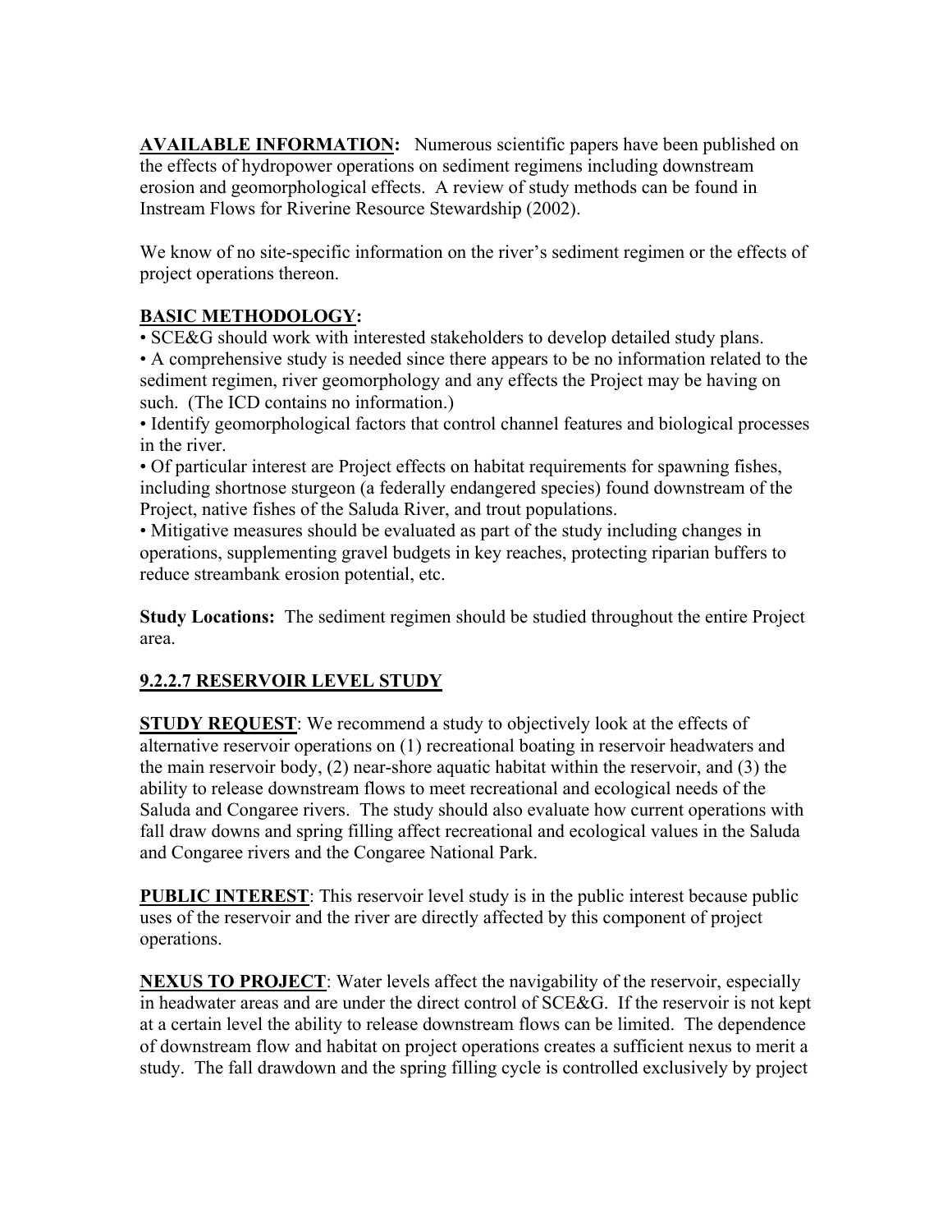**AVAILABLE INFORMATION:** Numerous scientific papers have been published on the effects of hydropower operations on sediment regimens including downstream erosion and geomorphological effects. A review of study methods can be found in Instream Flows for Riverine Resource Stewardship (2002).

We know of no site-specific information on the river's sediment regimen or the effects of project operations thereon.

**BASIC METHODOLOGY:**

- SCE&G should work with interested stakeholders to develop detailed study plans.
- A comprehensive study is needed since there appears to be no information related to the sediment regimen, river geomorphology and any effects the Project may be having on such. (The ICD contains no information.)
- Identify geomorphological factors that control channel features and biological processes in the river.
- Of particular interest are Project effects on habitat requirements for spawning fishes, including shortnose sturgeon (a federally endangered species) found downstream of the Project, native fishes of the Saluda River, and trout populations.
- Mitigative measures should be evaluated as part of the study including changes in operations, supplementing gravel budgets in key reaches, protecting riparian buffers to reduce streambank erosion potential, etc.

**Study Locations:** The sediment regimen should be studied throughout the entire Project area.

## 9.2.2.7 RESERVOIR LEVEL STUDY

**STUDY REQUEST**: We recommend a study to objectively look at the effects of alternative reservoir operations on (1) recreational boating in reservoir headwaters and the main reservoir body, (2) near-shore aquatic habitat within the reservoir, and (3) the ability to release downstream flows to meet recreational and ecological needs of the Saluda and Congaree rivers. The study should also evaluate how current operations with fall draw downs and spring filling affect recreational and ecological values in the Saluda and Congaree rivers and the Congaree National Park.

**PUBLIC INTEREST**: This reservoir level study is in the public interest because public uses of the reservoir and the river are directly affected by this component of project operations.

**NEXUS TO PROJECT**: Water levels affect the navigability of the reservoir, especially in headwater areas and are under the direct control of SCE&G. If the reservoir is not kept at a certain level the ability to release downstream flows can be limited. The dependence of downstream flow and habitat on project operations creates a sufficient nexus to merit a study. The fall drawdown and the spring filling cycle is controlled exclusively by project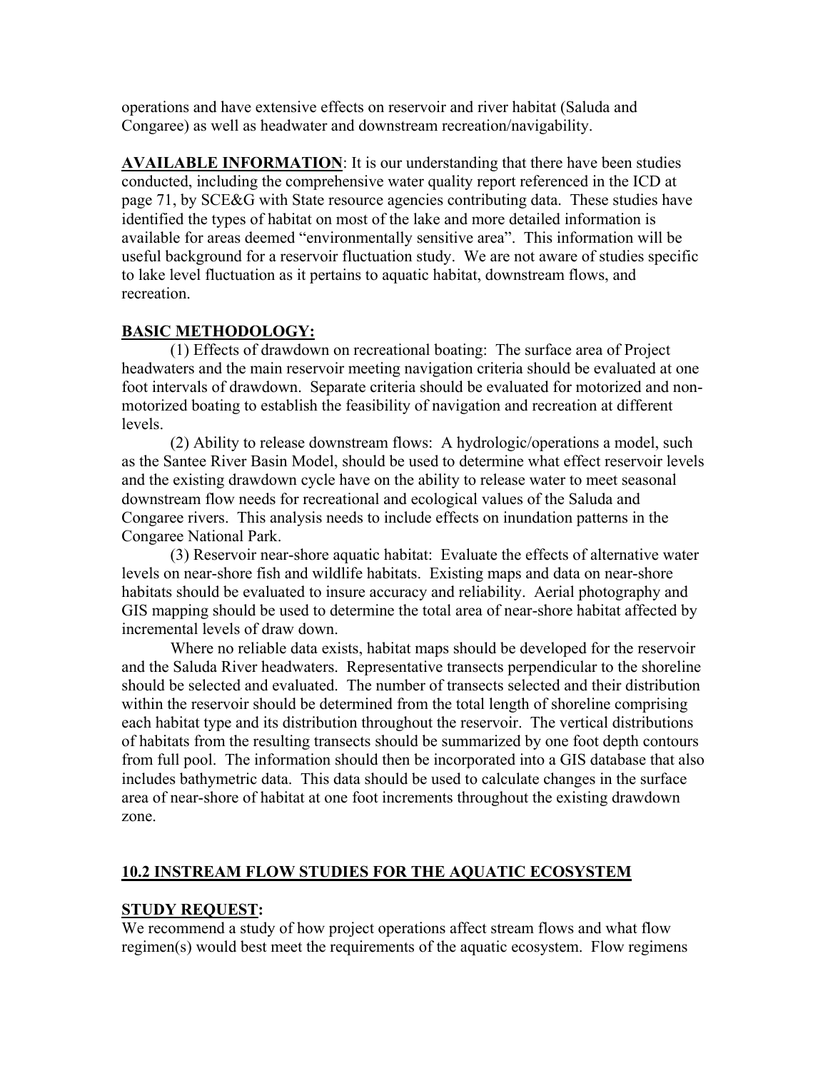operations and have extensive effects on reservoir and river habitat (Saluda and Congaree) as well as headwater and downstream recreation/navigability.

**AVAILABLE INFORMATION**: It is our understanding that there have been studies conducted, including the comprehensive water quality report referenced in the ICD at page 71, by SCE&G with State resource agencies contributing data. These studies have identified the types of habitat on most of the lake and more detailed information is available for areas deemed "environmentally sensitive area". This information will be useful background for a reservoir fluctuation study. We are not aware of studies specific to lake level fluctuation as it pertains to aquatic habitat, downstream flows, and recreation.

**BASIC METHODOLOGY:**

(1) Effects of drawdown on recreational boating: The surface area of Project headwaters and the main reservoir meeting navigation criteria should be evaluated at one foot intervals of drawdown. Separate criteria should be evaluated for motorized and non-motorized boating to establish the feasibility of navigation and recreation at different levels.

(2) Ability to release downstream flows: A hydrologic/operations a model, such as the Santee River Basin Model, should be used to determine what effect reservoir levels and the existing drawdown cycle have on the ability to release water to meet seasonal downstream flow needs for recreational and ecological values of the Saluda and Congaree rivers. This analysis needs to include effects on inundation patterns in the Congaree National Park.

(3) Reservoir near-shore aquatic habitat: Evaluate the effects of alternative water levels on near-shore fish and wildlife habitats. Existing maps and data on near-shore habitats should be evaluated to insure accuracy and reliability. Aerial photography and GIS mapping should be used to determine the total area of near-shore habitat affected by incremental levels of draw down.

Where no reliable data exists, habitat maps should be developed for the reservoir and the Saluda River headwaters. Representative transects perpendicular to the shoreline should be selected and evaluated. The number of transects selected and their distribution within the reservoir should be determined from the total length of shoreline comprising each habitat type and its distribution throughout the reservoir. The vertical distributions of habitats from the resulting transects should be summarized by one foot depth contours from full pool. The information should then be incorporated into a GIS database that also includes bathymetric data. This data should be used to calculate changes in the surface area of near-shore of habitat at one foot increments throughout the existing drawdown zone.

## 10.2 INSTREAM FLOW STUDIES FOR THE AQUATIC ECOSYSTEM

**STUDY REQUEST:**

We recommend a study of how project operations affect stream flows and what flow regimen(s) would best meet the requirements of the aquatic ecosystem. Flow regimens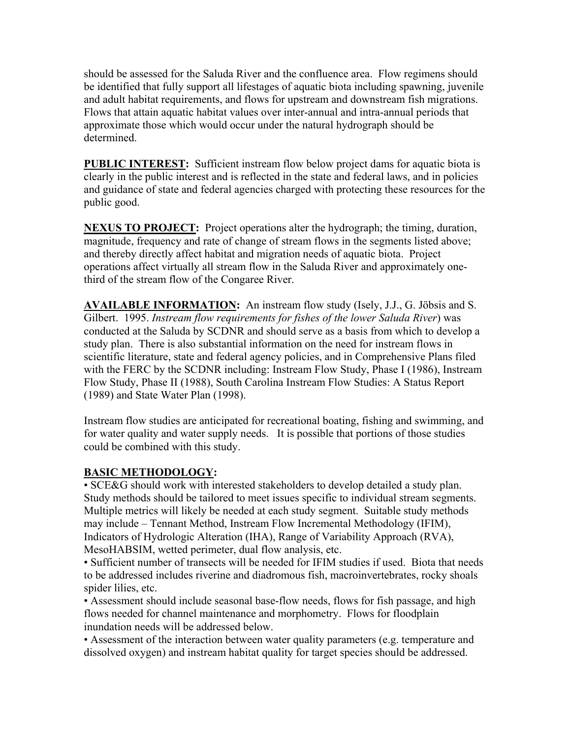should be assessed for the Saluda River and the confluence area. Flow regimens should be identified that fully support all lifestages of aquatic biota including spawning, juvenile and adult habitat requirements, and flows for upstream and downstream fish migrations. Flows that attain aquatic habitat values over inter-annual and intra-annual periods that approximate those which would occur under the natural hydrograph should be determined.

**PUBLIC INTEREST:** Sufficient instream flow below project dams for aquatic biota is clearly in the public interest and is reflected in the state and federal laws, and in policies and guidance of state and federal agencies charged with protecting these resources for the public good.

**NEXUS TO PROJECT:** Project operations alter the hydrograph; the timing, duration, magnitude, frequency and rate of change of stream flows in the segments listed above; and thereby directly affect habitat and migration needs of aquatic biota. Project operations affect virtually all stream flow in the Saluda River and approximately one-third of the stream flow of the Congaree River.

**AVAILABLE INFORMATION:** An instream flow study (Isely, J.J., G. Jöbsis and S. Gilbert. 1995. *Instream flow requirements for fishes of the lower Saluda River*) was conducted at the Saluda by SCDNR and should serve as a basis from which to develop a study plan. There is also substantial information on the need for instream flows in scientific literature, state and federal agency policies, and in Comprehensive Plans filed with the FERC by the SCDNR including: Instream Flow Study, Phase I (1986), Instream Flow Study, Phase II (1988), South Carolina Instream Flow Studies: A Status Report (1989) and State Water Plan (1998).

Instream flow studies are anticipated for recreational boating, fishing and swimming, and for water quality and water supply needs. It is possible that portions of those studies could be combined with this study.

**BASIC METHODOLOGY:**

- SCE&G should work with interested stakeholders to develop detailed a study plan. Study methods should be tailored to meet issues specific to individual stream segments. Multiple metrics will likely be needed at each study segment. Suitable study methods may include – Tennant Method, Instream Flow Incremental Methodology (IFIM), Indicators of Hydrologic Alteration (IHA), Range of Variability Approach (RVA), MesoHABSIM, wetted perimeter, dual flow analysis, etc.
- Sufficient number of transects will be needed for IFIM studies if used. Biota that needs to be addressed includes riverine and diadromous fish, macroinvertebrates, rocky shoals spider lilies, etc.
- Assessment should include seasonal base-flow needs, flows for fish passage, and high flows needed for channel maintenance and morphometry. Flows for floodplain inundation needs will be addressed below.
- Assessment of the interaction between water quality parameters (e.g. temperature and dissolved oxygen) and instream habitat quality for target species should be addressed.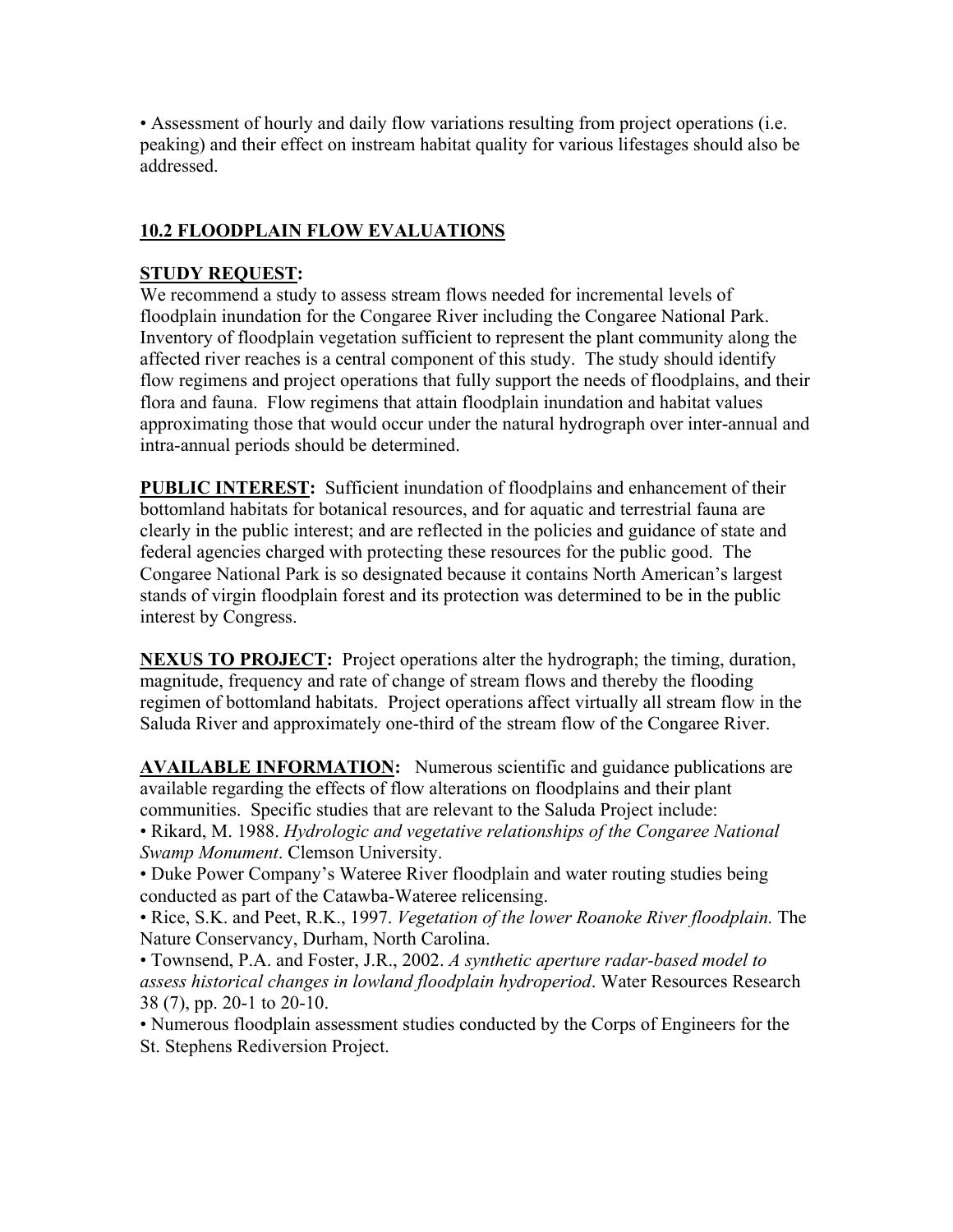• Assessment of hourly and daily flow variations resulting from project operations (i.e. peaking) and their effect on instream habitat quality for various lifestages should also be addressed.

## 10.2 FLOODPLAIN FLOW EVALUATIONS

**STUDY REQUEST:**
We recommend a study to assess stream flows needed for incremental levels of floodplain inundation for the Congaree River including the Congaree National Park. Inventory of floodplain vegetation sufficient to represent the plant community along the affected river reaches is a central component of this study. The study should identify flow regimens and project operations that fully support the needs of floodplains, and their flora and fauna. Flow regimens that attain floodplain inundation and habitat values approximating those that would occur under the natural hydrograph over inter-annual and intra-annual periods should be determined.

**PUBLIC INTEREST:** Sufficient inundation of floodplains and enhancement of their bottomland habitats for botanical resources, and for aquatic and terrestrial fauna are clearly in the public interest; and are reflected in the policies and guidance of state and federal agencies charged with protecting these resources for the public good. The Congaree National Park is so designated because it contains North American's largest stands of virgin floodplain forest and its protection was determined to be in the public interest by Congress.

**NEXUS TO PROJECT:** Project operations alter the hydrograph; the timing, duration, magnitude, frequency and rate of change of stream flows and thereby the flooding regimen of bottomland habitats. Project operations affect virtually all stream flow in the Saluda River and approximately one-third of the stream flow of the Congaree River.

**AVAILABLE INFORMATION:** Numerous scientific and guidance publications are available regarding the effects of flow alterations on floodplains and their plant communities. Specific studies that are relevant to the Saluda Project include:
• Rikard, M. 1988. *Hydrologic and vegetative relationships of the Congaree National Swamp Monument*. Clemson University.
• Duke Power Company's Wateree River floodplain and water routing studies being conducted as part of the Catawba-Wateree relicensing.
• Rice, S.K. and Peet, R.K., 1997. *Vegetation of the lower Roanoke River floodplain.* The Nature Conservancy, Durham, North Carolina.
• Townsend, P.A. and Foster, J.R., 2002. *A synthetic aperture radar-based model to assess historical changes in lowland floodplain hydroperiod*. Water Resources Research 38 (7), pp. 20-1 to 20-10.
• Numerous floodplain assessment studies conducted by the Corps of Engineers for the St. Stephens Rediversion Project.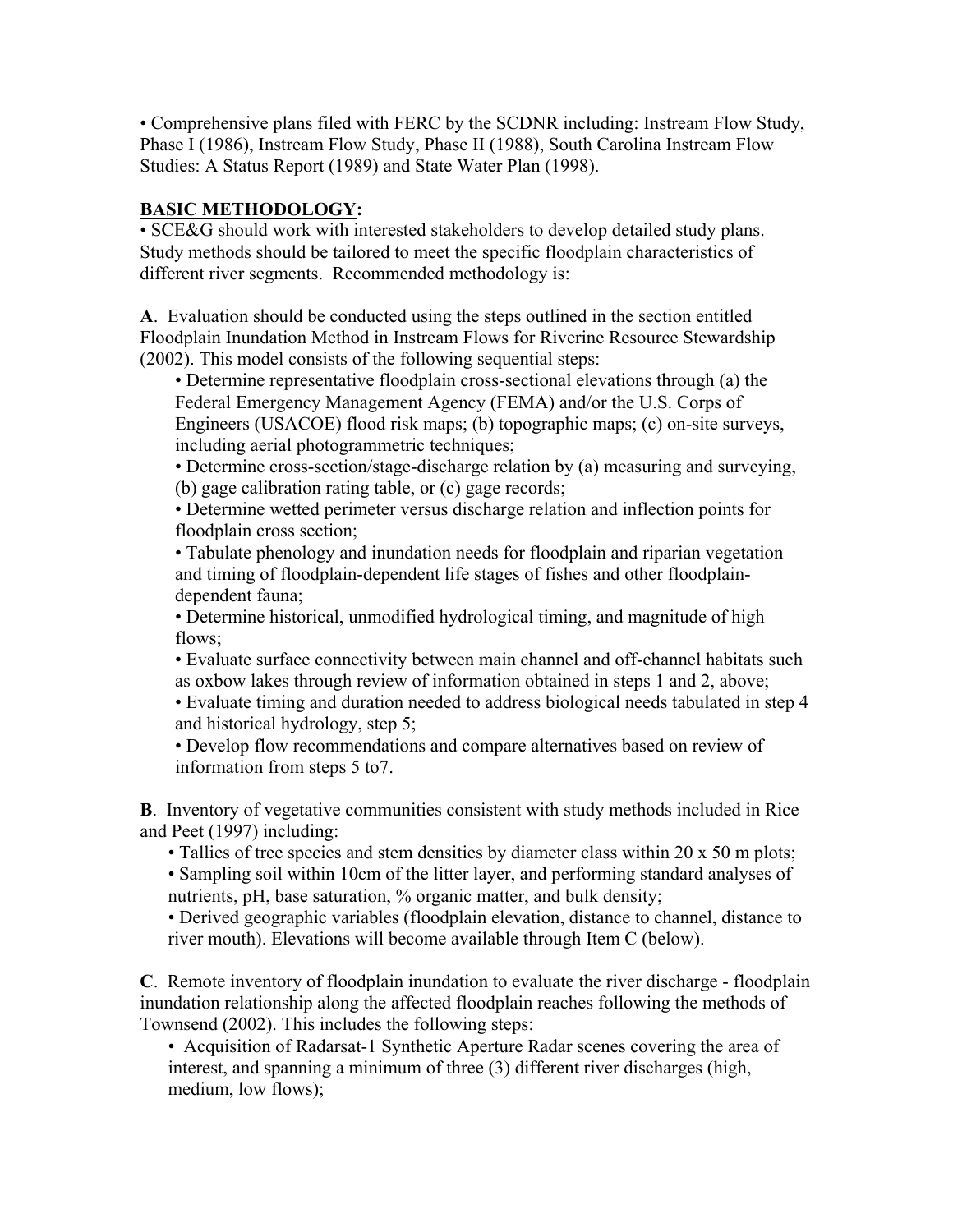- Comprehensive plans filed with FERC by the SCDNR including: Instream Flow Study, Phase I (1986), Instream Flow Study, Phase II (1988), South Carolina Instream Flow Studies: A Status Report (1989) and State Water Plan (1998).

**BASIC METHODOLOGY:**

- SCE&G should work with interested stakeholders to develop detailed study plans. Study methods should be tailored to meet the specific floodplain characteristics of different river segments. Recommended methodology is:

**A**. Evaluation should be conducted using the steps outlined in the section entitled Floodplain Inundation Method in Instream Flows for Riverine Resource Stewardship (2002). This model consists of the following sequential steps:

- Determine representative floodplain cross-sectional elevations through (a) the Federal Emergency Management Agency (FEMA) and/or the U.S. Corps of Engineers (USACOE) flood risk maps; (b) topographic maps; (c) on-site surveys, including aerial photogrammetric techniques;
- Determine cross-section/stage-discharge relation by (a) measuring and surveying, (b) gage calibration rating table, or (c) gage records;
- Determine wetted perimeter versus discharge relation and inflection points for floodplain cross section;
- Tabulate phenology and inundation needs for floodplain and riparian vegetation and timing of floodplain-dependent life stages of fishes and other floodplain-dependent fauna;
- Determine historical, unmodified hydrological timing, and magnitude of high flows;
- Evaluate surface connectivity between main channel and off-channel habitats such as oxbow lakes through review of information obtained in steps 1 and 2, above;
- Evaluate timing and duration needed to address biological needs tabulated in step 4 and historical hydrology, step 5;
- Develop flow recommendations and compare alternatives based on review of information from steps 5 to7.

**B**. Inventory of vegetative communities consistent with study methods included in Rice and Peet (1997) including:

- Tallies of tree species and stem densities by diameter class within 20 x 50 m plots;
- Sampling soil within 10cm of the litter layer, and performing standard analyses of nutrients, pH, base saturation, % organic matter, and bulk density;
- Derived geographic variables (floodplain elevation, distance to channel, distance to river mouth). Elevations will become available through Item C (below).

**C**. Remote inventory of floodplain inundation to evaluate the river discharge - floodplain inundation relationship along the affected floodplain reaches following the methods of Townsend (2002). This includes the following steps:

- Acquisition of Radarsat-1 Synthetic Aperture Radar scenes covering the area of interest, and spanning a minimum of three (3) different river discharges (high, medium, low flows);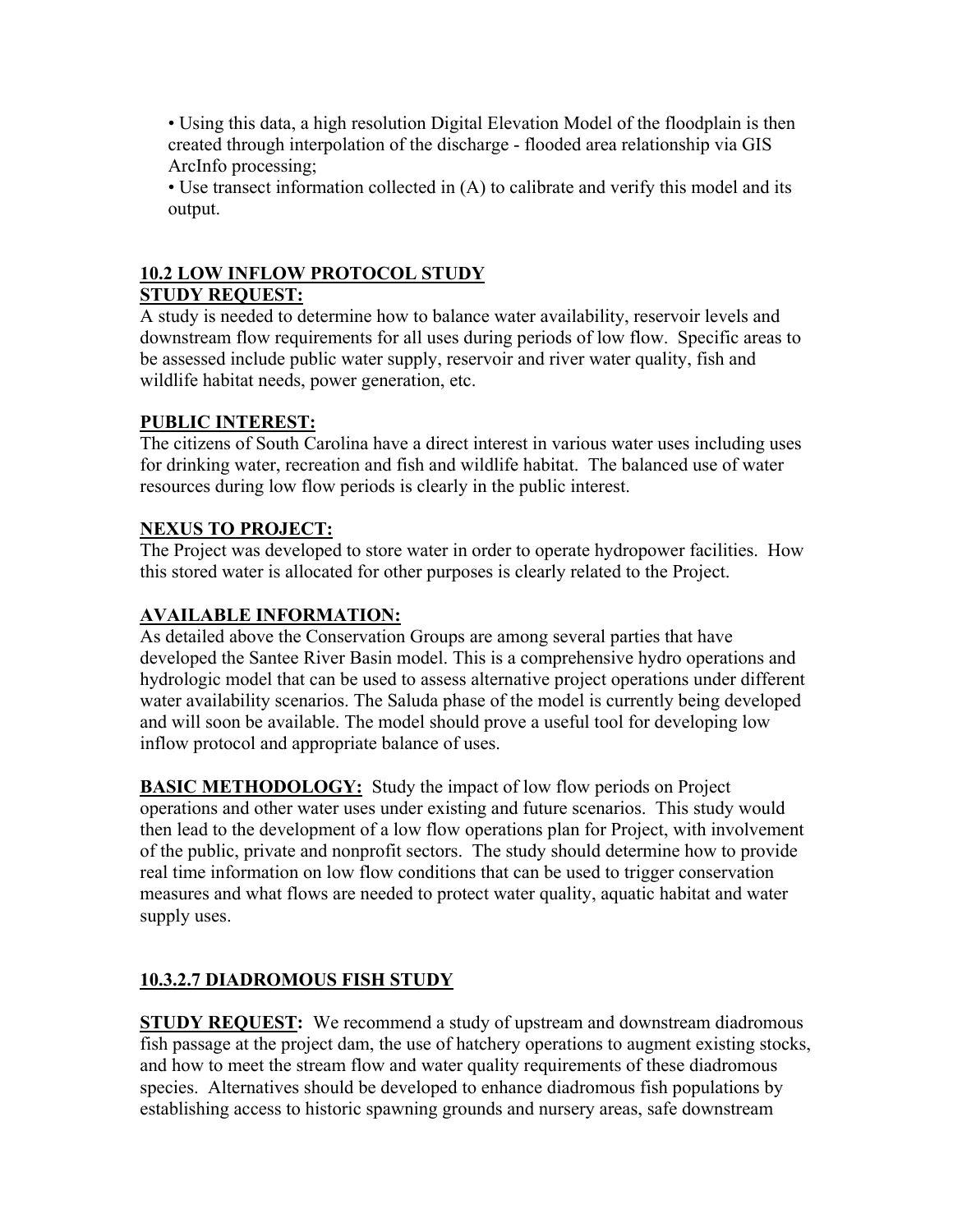- Using this data, a high resolution Digital Elevation Model of the floodplain is then created through interpolation of the discharge - flooded area relationship via GIS ArcInfo processing;
- Use transect information collected in (A) to calibrate and verify this model and its output.

## 10.2 LOW INFLOW PROTOCOL STUDY

**STUDY REQUEST:**

A study is needed to determine how to balance water availability, reservoir levels and downstream flow requirements for all uses during periods of low flow. Specific areas to be assessed include public water supply, reservoir and river water quality, fish and wildlife habitat needs, power generation, etc.

**PUBLIC INTEREST:**

The citizens of South Carolina have a direct interest in various water uses including uses for drinking water, recreation and fish and wildlife habitat. The balanced use of water resources during low flow periods is clearly in the public interest.

**NEXUS TO PROJECT:**

The Project was developed to store water in order to operate hydropower facilities. How this stored water is allocated for other purposes is clearly related to the Project.

**AVAILABLE INFORMATION:**

As detailed above the Conservation Groups are among several parties that have developed the Santee River Basin model. This is a comprehensive hydro operations and hydrologic model that can be used to assess alternative project operations under different water availability scenarios. The Saluda phase of the model is currently being developed and will soon be available. The model should prove a useful tool for developing low inflow protocol and appropriate balance of uses.

**BASIC METHODOLOGY:** Study the impact of low flow periods on Project operations and other water uses under existing and future scenarios. This study would then lead to the development of a low flow operations plan for Project, with involvement of the public, private and nonprofit sectors. The study should determine how to provide real time information on low flow conditions that can be used to trigger conservation measures and what flows are needed to protect water quality, aquatic habitat and water supply uses.

## 10.3.2.7 DIADROMOUS FISH STUDY

**STUDY REQUEST:** We recommend a study of upstream and downstream diadromous fish passage at the project dam, the use of hatchery operations to augment existing stocks, and how to meet the stream flow and water quality requirements of these diadromous species. Alternatives should be developed to enhance diadromous fish populations by establishing access to historic spawning grounds and nursery areas, safe downstream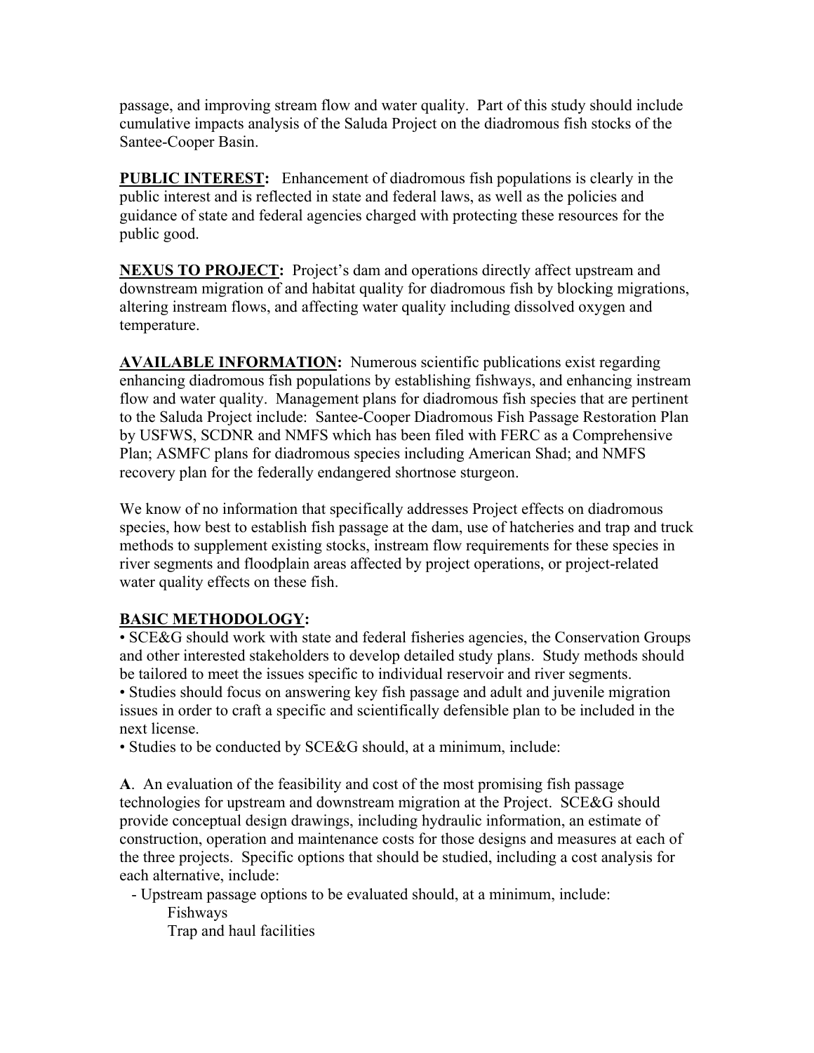passage, and improving stream flow and water quality. Part of this study should include cumulative impacts analysis of the Saluda Project on the diadromous fish stocks of the Santee-Cooper Basin.

**PUBLIC INTEREST:** Enhancement of diadromous fish populations is clearly in the public interest and is reflected in state and federal laws, as well as the policies and guidance of state and federal agencies charged with protecting these resources for the public good.

**NEXUS TO PROJECT:** Project's dam and operations directly affect upstream and downstream migration of and habitat quality for diadromous fish by blocking migrations, altering instream flows, and affecting water quality including dissolved oxygen and temperature.

**AVAILABLE INFORMATION:** Numerous scientific publications exist regarding enhancing diadromous fish populations by establishing fishways, and enhancing instream flow and water quality. Management plans for diadromous fish species that are pertinent to the Saluda Project include: Santee-Cooper Diadromous Fish Passage Restoration Plan by USFWS, SCDNR and NMFS which has been filed with FERC as a Comprehensive Plan; ASMFC plans for diadromous species including American Shad; and NMFS recovery plan for the federally endangered shortnose sturgeon.

We know of no information that specifically addresses Project effects on diadromous species, how best to establish fish passage at the dam, use of hatcheries and trap and truck methods to supplement existing stocks, instream flow requirements for these species in river segments and floodplain areas affected by project operations, or project-related water quality effects on these fish.

**BASIC METHODOLOGY:**

- SCE&G should work with state and federal fisheries agencies, the Conservation Groups and other interested stakeholders to develop detailed study plans. Study methods should be tailored to meet the issues specific to individual reservoir and river segments.
- Studies should focus on answering key fish passage and adult and juvenile migration issues in order to craft a specific and scientifically defensible plan to be included in the next license.
- Studies to be conducted by SCE&G should, at a minimum, include:

**A**. An evaluation of the feasibility and cost of the most promising fish passage technologies for upstream and downstream migration at the Project. SCE&G should provide conceptual design drawings, including hydraulic information, an estimate of construction, operation and maintenance costs for those designs and measures at each of the three projects. Specific options that should be studied, including a cost analysis for each alternative, include:

- Upstream passage options to be evaluated should, at a minimum, include:
  - Fishways
  - Trap and haul facilities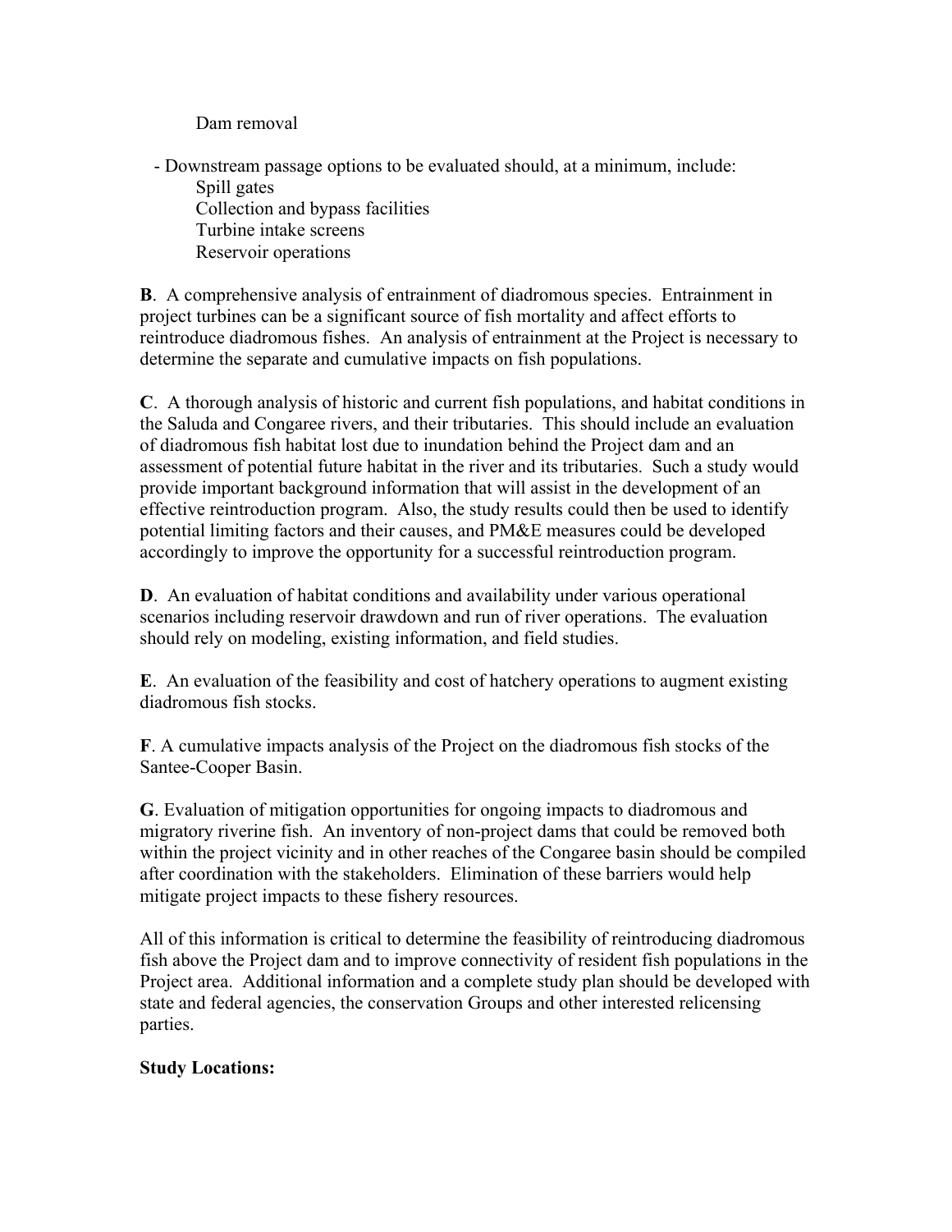Dam removal

- Downstream passage options to be evaluated should, at a minimum, include:
    - Spill gates
    - Collection and bypass facilities
    - Turbine intake screens
    - Reservoir operations

**B**. A comprehensive analysis of entrainment of diadromous species. Entrainment in project turbines can be a significant source of fish mortality and affect efforts to reintroduce diadromous fishes. An analysis of entrainment at the Project is necessary to determine the separate and cumulative impacts on fish populations.

**C**. A thorough analysis of historic and current fish populations, and habitat conditions in the Saluda and Congaree rivers, and their tributaries. This should include an evaluation of diadromous fish habitat lost due to inundation behind the Project dam and an assessment of potential future habitat in the river and its tributaries. Such a study would provide important background information that will assist in the development of an effective reintroduction program. Also, the study results could then be used to identify potential limiting factors and their causes, and PM&E measures could be developed accordingly to improve the opportunity for a successful reintroduction program.

**D**. An evaluation of habitat conditions and availability under various operational scenarios including reservoir drawdown and run of river operations. The evaluation should rely on modeling, existing information, and field studies.

**E**. An evaluation of the feasibility and cost of hatchery operations to augment existing diadromous fish stocks.

**F**. A cumulative impacts analysis of the Project on the diadromous fish stocks of the Santee-Cooper Basin.

**G**. Evaluation of mitigation opportunities for ongoing impacts to diadromous and migratory riverine fish. An inventory of non-project dams that could be removed both within the project vicinity and in other reaches of the Congaree basin should be compiled after coordination with the stakeholders. Elimination of these barriers would help mitigate project impacts to these fishery resources.

All of this information is critical to determine the feasibility of reintroducing diadromous fish above the Project dam and to improve connectivity of resident fish populations in the Project area. Additional information and a complete study plan should be developed with state and federal agencies, the conservation Groups and other interested relicensing parties.

**Study Locations:**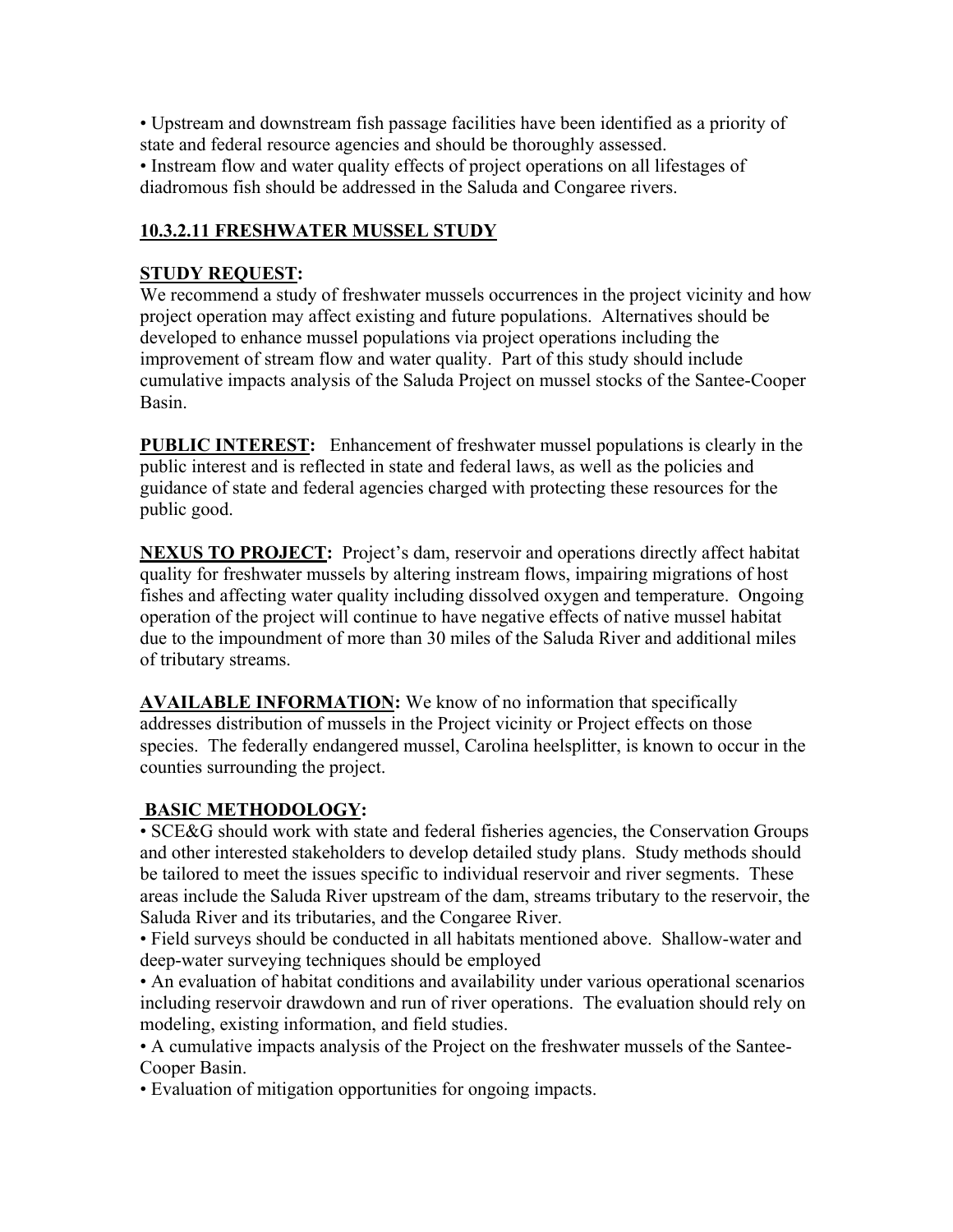• Upstream and downstream fish passage facilities have been identified as a priority of state and federal resource agencies and should be thoroughly assessed.
• Instream flow and water quality effects of project operations on all lifestages of diadromous fish should be addressed in the Saluda and Congaree rivers.

### 10.3.2.11 FRESHWATER MUSSEL STUDY

**STUDY REQUEST:**
We recommend a study of freshwater mussels occurrences in the project vicinity and how project operation may affect existing and future populations. Alternatives should be developed to enhance mussel populations via project operations including the improvement of stream flow and water quality. Part of this study should include cumulative impacts analysis of the Saluda Project on mussel stocks of the Santee-Cooper Basin.

**PUBLIC INTEREST:** Enhancement of freshwater mussel populations is clearly in the public interest and is reflected in state and federal laws, as well as the policies and guidance of state and federal agencies charged with protecting these resources for the public good.

**NEXUS TO PROJECT:** Project's dam, reservoir and operations directly affect habitat quality for freshwater mussels by altering instream flows, impairing migrations of host fishes and affecting water quality including dissolved oxygen and temperature. Ongoing operation of the project will continue to have negative effects of native mussel habitat due to the impoundment of more than 30 miles of the Saluda River and additional miles of tributary streams.

**AVAILABLE INFORMATION:** We know of no information that specifically addresses distribution of mussels in the Project vicinity or Project effects on those species. The federally endangered mussel, Carolina heelsplitter, is known to occur in the counties surrounding the project.

**BASIC METHODOLOGY:**
• SCE&G should work with state and federal fisheries agencies, the Conservation Groups and other interested stakeholders to develop detailed study plans. Study methods should be tailored to meet the issues specific to individual reservoir and river segments. These areas include the Saluda River upstream of the dam, streams tributary to the reservoir, the Saluda River and its tributaries, and the Congaree River.
• Field surveys should be conducted in all habitats mentioned above. Shallow-water and deep-water surveying techniques should be employed
• An evaluation of habitat conditions and availability under various operational scenarios including reservoir drawdown and run of river operations. The evaluation should rely on modeling, existing information, and field studies.
• A cumulative impacts analysis of the Project on the freshwater mussels of the Santee-Cooper Basin.
• Evaluation of mitigation opportunities for ongoing impacts.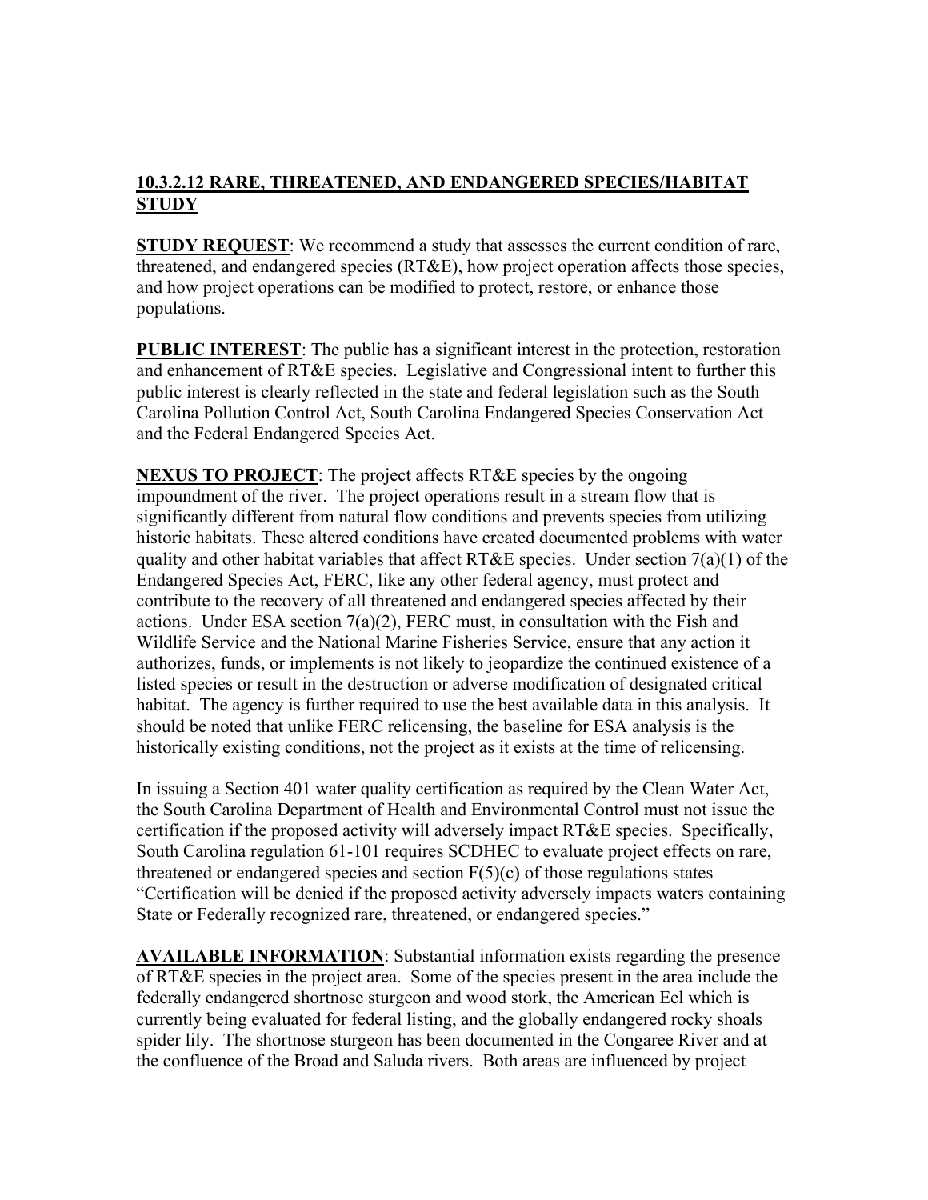## **10.3.2.12 RARE, THREATENED, AND ENDANGERED SPECIES/HABITAT STUDY**

**STUDY REQUEST**: We recommend a study that assesses the current condition of rare, threatened, and endangered species (RT&E), how project operation affects those species, and how project operations can be modified to protect, restore, or enhance those populations.

**PUBLIC INTEREST**: The public has a significant interest in the protection, restoration and enhancement of RT&E species. Legislative and Congressional intent to further this public interest is clearly reflected in the state and federal legislation such as the South Carolina Pollution Control Act, South Carolina Endangered Species Conservation Act and the Federal Endangered Species Act.

**NEXUS TO PROJECT**: The project affects RT&E species by the ongoing impoundment of the river. The project operations result in a stream flow that is significantly different from natural flow conditions and prevents species from utilizing historic habitats. These altered conditions have created documented problems with water quality and other habitat variables that affect RT&E species. Under section 7(a)(1) of the Endangered Species Act, FERC, like any other federal agency, must protect and contribute to the recovery of all threatened and endangered species affected by their actions. Under ESA section 7(a)(2), FERC must, in consultation with the Fish and Wildlife Service and the National Marine Fisheries Service, ensure that any action it authorizes, funds, or implements is not likely to jeopardize the continued existence of a listed species or result in the destruction or adverse modification of designated critical habitat. The agency is further required to use the best available data in this analysis. It should be noted that unlike FERC relicensing, the baseline for ESA analysis is the historically existing conditions, not the project as it exists at the time of relicensing.

In issuing a Section 401 water quality certification as required by the Clean Water Act, the South Carolina Department of Health and Environmental Control must not issue the certification if the proposed activity will adversely impact RT&E species. Specifically, South Carolina regulation 61-101 requires SCDHEC to evaluate project effects on rare, threatened or endangered species and section F(5)(c) of those regulations states "Certification will be denied if the proposed activity adversely impacts waters containing State or Federally recognized rare, threatened, or endangered species."

**AVAILABLE INFORMATION**: Substantial information exists regarding the presence of RT&E species in the project area. Some of the species present in the area include the federally endangered shortnose sturgeon and wood stork, the American Eel which is currently being evaluated for federal listing, and the globally endangered rocky shoals spider lily. The shortnose sturgeon has been documented in the Congaree River and at the confluence of the Broad and Saluda rivers. Both areas are influenced by project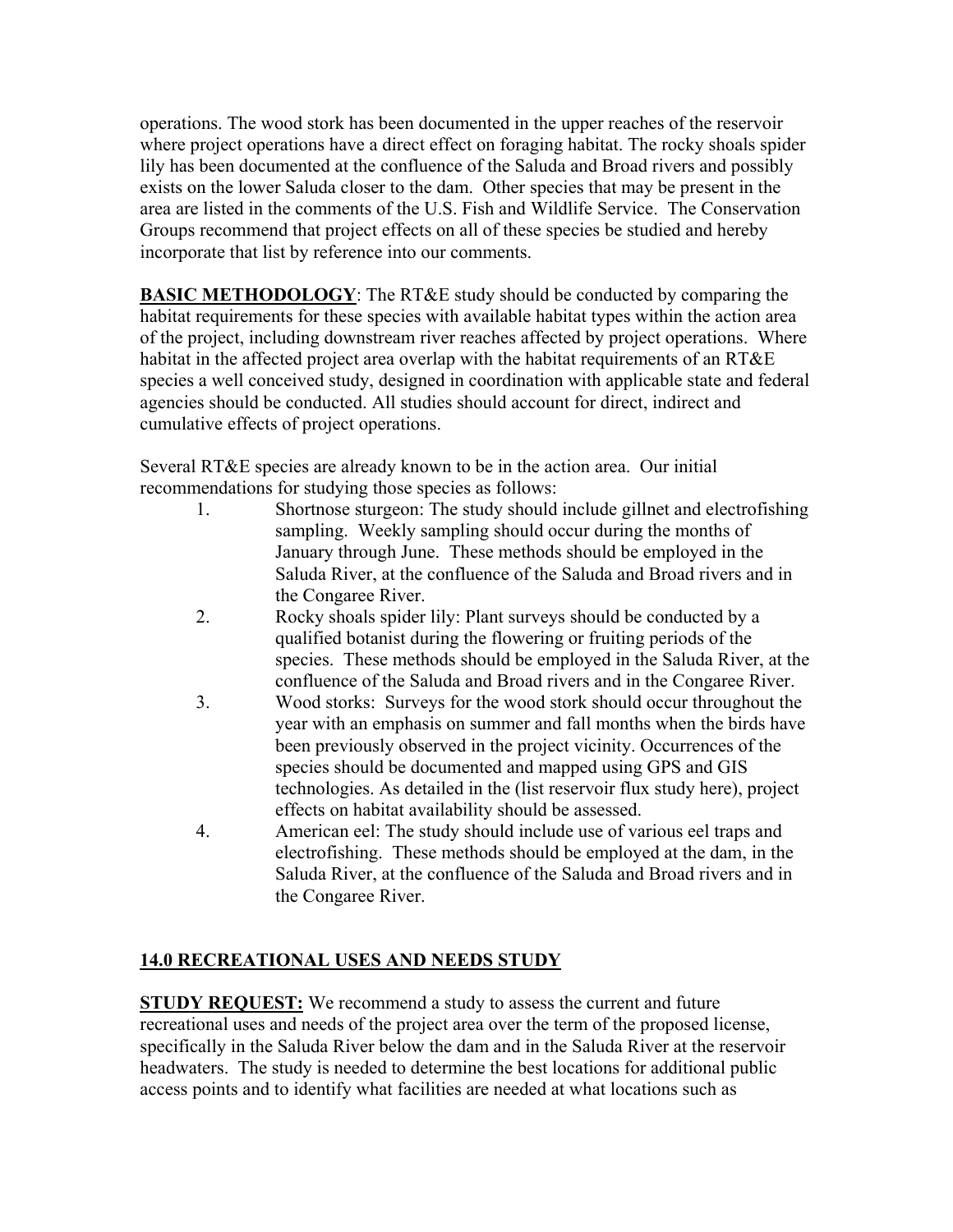operations. The wood stork has been documented in the upper reaches of the reservoir where project operations have a direct effect on foraging habitat. The rocky shoals spider lily has been documented at the confluence of the Saluda and Broad rivers and possibly exists on the lower Saluda closer to the dam. Other species that may be present in the area are listed in the comments of the U.S. Fish and Wildlife Service. The Conservation Groups recommend that project effects on all of these species be studied and hereby incorporate that list by reference into our comments.

**BASIC METHODOLOGY**: The RT&E study should be conducted by comparing the habitat requirements for these species with available habitat types within the action area of the project, including downstream river reaches affected by project operations. Where habitat in the affected project area overlap with the habitat requirements of an RT&E species a well conceived study, designed in coordination with applicable state and federal agencies should be conducted. All studies should account for direct, indirect and cumulative effects of project operations.

Several RT&E species are already known to be in the action area. Our initial recommendations for studying those species as follows:

1. Shortnose sturgeon: The study should include gillnet and electrofishing sampling. Weekly sampling should occur during the months of January through June. These methods should be employed in the Saluda River, at the confluence of the Saluda and Broad rivers and in the Congaree River.
2. Rocky shoals spider lily: Plant surveys should be conducted by a qualified botanist during the flowering or fruiting periods of the species. These methods should be employed in the Saluda River, at the confluence of the Saluda and Broad rivers and in the Congaree River.
3. Wood storks: Surveys for the wood stork should occur throughout the year with an emphasis on summer and fall months when the birds have been previously observed in the project vicinity. Occurrences of the species should be documented and mapped using GPS and GIS technologies. As detailed in the (list reservoir flux study here), project effects on habitat availability should be assessed.
4. American eel: The study should include use of various eel traps and electrofishing. These methods should be employed at the dam, in the Saluda River, at the confluence of the Saluda and Broad rivers and in the Congaree River.

## 14.0 RECREATIONAL USES AND NEEDS STUDY

**STUDY REQUEST:** We recommend a study to assess the current and future recreational uses and needs of the project area over the term of the proposed license, specifically in the Saluda River below the dam and in the Saluda River at the reservoir headwaters. The study is needed to determine the best locations for additional public access points and to identify what facilities are needed at what locations such as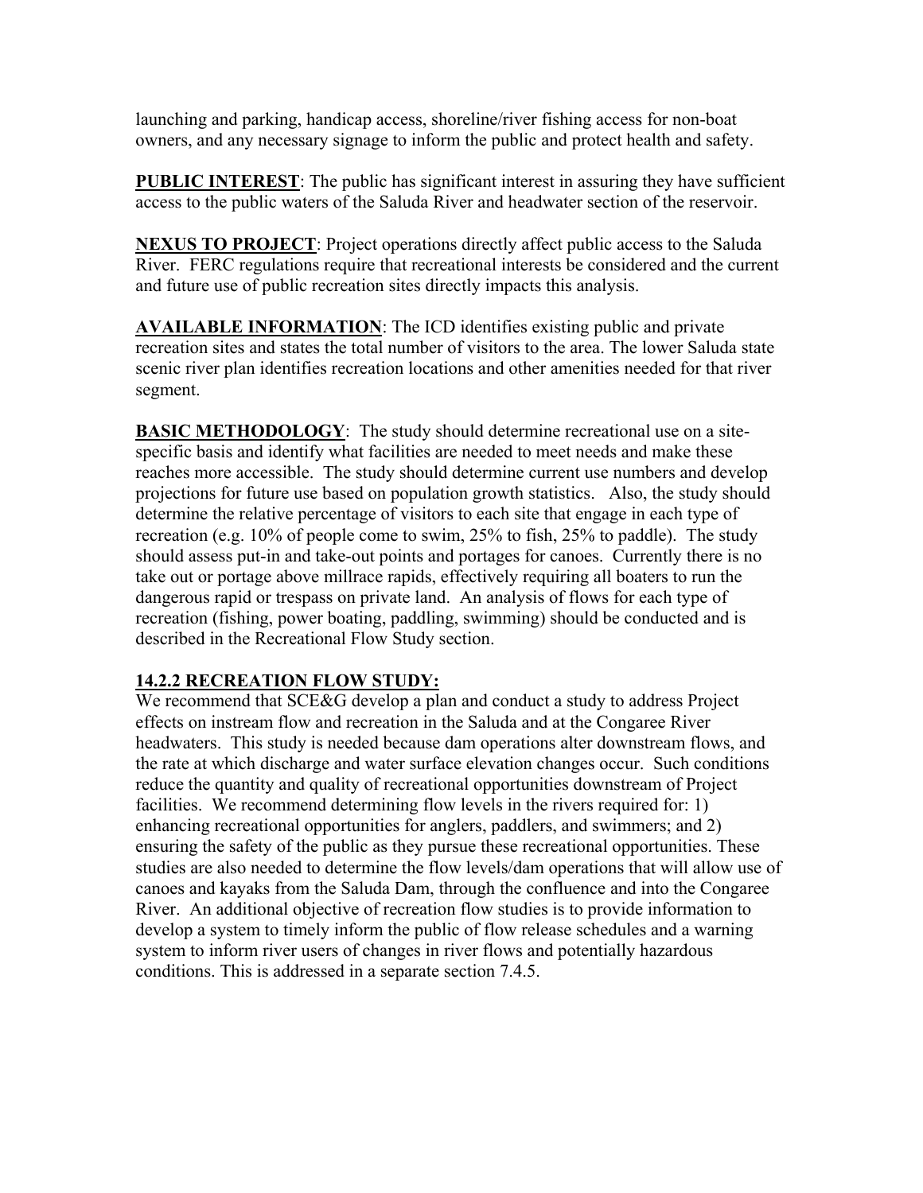launching and parking, handicap access, shoreline/river fishing access for non-boat owners, and any necessary signage to inform the public and protect health and safety.

**PUBLIC INTEREST**: The public has significant interest in assuring they have sufficient access to the public waters of the Saluda River and headwater section of the reservoir.

**NEXUS TO PROJECT**: Project operations directly affect public access to the Saluda River. FERC regulations require that recreational interests be considered and the current and future use of public recreation sites directly impacts this analysis.

**AVAILABLE INFORMATION**: The ICD identifies existing public and private recreation sites and states the total number of visitors to the area. The lower Saluda state scenic river plan identifies recreation locations and other amenities needed for that river segment.

**BASIC METHODOLOGY**: The study should determine recreational use on a site-specific basis and identify what facilities are needed to meet needs and make these reaches more accessible. The study should determine current use numbers and develop projections for future use based on population growth statistics. Also, the study should determine the relative percentage of visitors to each site that engage in each type of recreation (e.g. 10% of people come to swim, 25% to fish, 25% to paddle). The study should assess put-in and take-out points and portages for canoes. Currently there is no take out or portage above millrace rapids, effectively requiring all boaters to run the dangerous rapid or trespass on private land. An analysis of flows for each type of recreation (fishing, power boating, paddling, swimming) should be conducted and is described in the Recreational Flow Study section.

## 14.2.2 RECREATION FLOW STUDY:

We recommend that SCE&G develop a plan and conduct a study to address Project effects on instream flow and recreation in the Saluda and at the Congaree River headwaters. This study is needed because dam operations alter downstream flows, and the rate at which discharge and water surface elevation changes occur. Such conditions reduce the quantity and quality of recreational opportunities downstream of Project facilities. We recommend determining flow levels in the rivers required for: 1) enhancing recreational opportunities for anglers, paddlers, and swimmers; and 2) ensuring the safety of the public as they pursue these recreational opportunities. These studies are also needed to determine the flow levels/dam operations that will allow use of canoes and kayaks from the Saluda Dam, through the confluence and into the Congaree River. An additional objective of recreation flow studies is to provide information to develop a system to timely inform the public of flow release schedules and a warning system to inform river users of changes in river flows and potentially hazardous conditions. This is addressed in a separate section 7.4.5.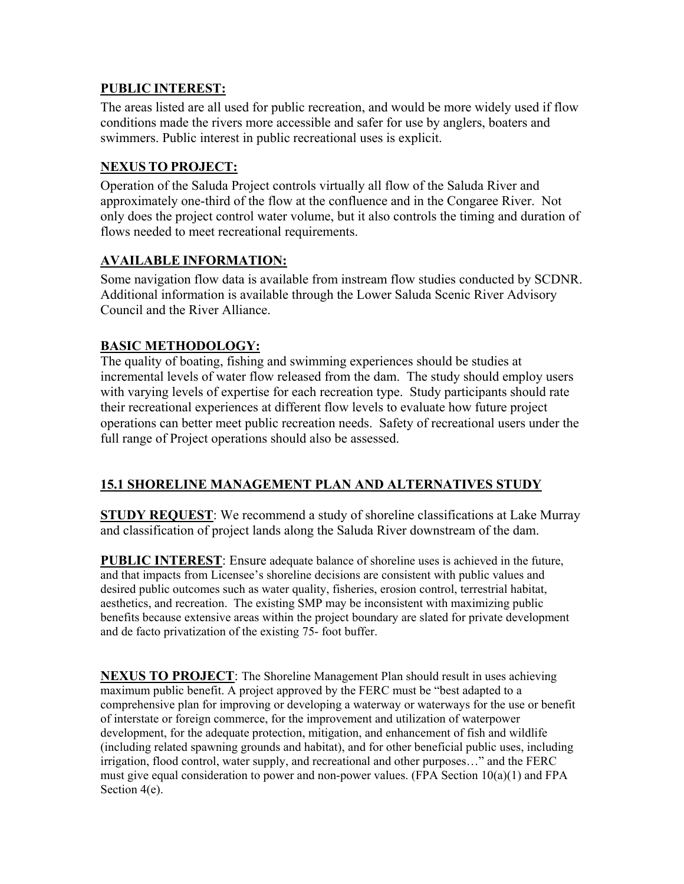**PUBLIC INTEREST:**

The areas listed are all used for public recreation, and would be more widely used if flow conditions made the rivers more accessible and safer for use by anglers, boaters and swimmers. Public interest in public recreational uses is explicit.

**NEXUS TO PROJECT:**

Operation of the Saluda Project controls virtually all flow of the Saluda River and approximately one-third of the flow at the confluence and in the Congaree River. Not only does the project control water volume, but it also controls the timing and duration of flows needed to meet recreational requirements.

**AVAILABLE INFORMATION:**

Some navigation flow data is available from instream flow studies conducted by SCDNR. Additional information is available through the Lower Saluda Scenic River Advisory Council and the River Alliance.

**BASIC METHODOLOGY:**

The quality of boating, fishing and swimming experiences should be studies at incremental levels of water flow released from the dam. The study should employ users with varying levels of expertise for each recreation type. Study participants should rate their recreational experiences at different flow levels to evaluate how future project operations can better meet public recreation needs. Safety of recreational users under the full range of Project operations should also be assessed.

**15.1 SHORELINE MANAGEMENT PLAN AND ALTERNATIVES STUDY**

**STUDY REQUEST**: We recommend a study of shoreline classifications at Lake Murray and classification of project lands along the Saluda River downstream of the dam.

**PUBLIC INTEREST**: Ensure adequate balance of shoreline uses is achieved in the future, and that impacts from Licensee's shoreline decisions are consistent with public values and desired public outcomes such as water quality, fisheries, erosion control, terrestrial habitat, aesthetics, and recreation. The existing SMP may be inconsistent with maximizing public benefits because extensive areas within the project boundary are slated for private development and de facto privatization of the existing 75- foot buffer.

**NEXUS TO PROJECT**: The Shoreline Management Plan should result in uses achieving maximum public benefit. A project approved by the FERC must be "best adapted to a comprehensive plan for improving or developing a waterway or waterways for the use or benefit of interstate or foreign commerce, for the improvement and utilization of waterpower development, for the adequate protection, mitigation, and enhancement of fish and wildlife (including related spawning grounds and habitat), and for other beneficial public uses, including irrigation, flood control, water supply, and recreational and other purposes…" and the FERC must give equal consideration to power and non-power values. (FPA Section 10(a)(1) and FPA Section 4(e).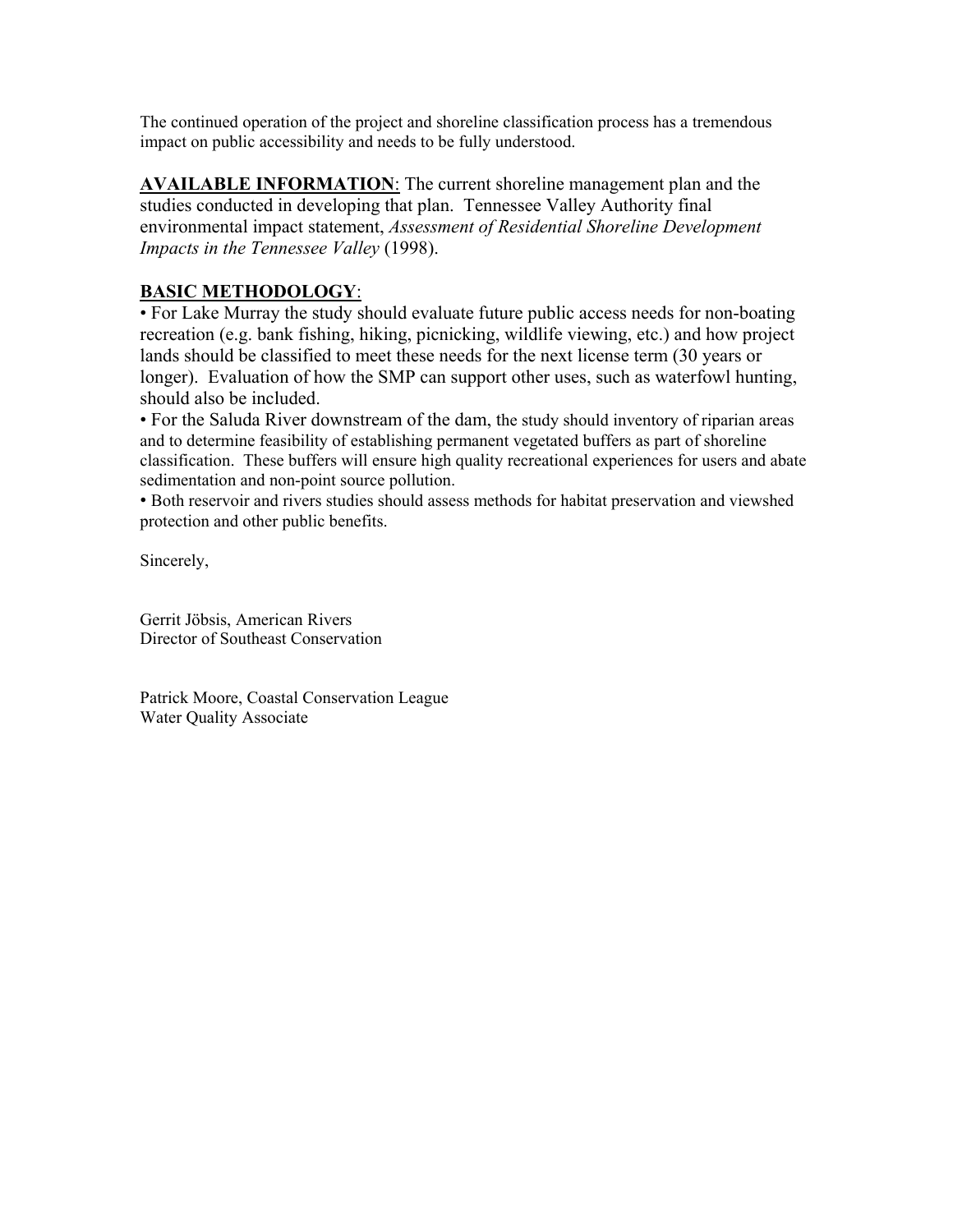The continued operation of the project and shoreline classification process has a tremendous impact on public accessibility and needs to be fully understood.

**AVAILABLE INFORMATION**: The current shoreline management plan and the studies conducted in developing that plan. Tennessee Valley Authority final environmental impact statement, *Assessment of Residential Shoreline Development Impacts in the Tennessee Valley* (1998).

**BASIC METHODOLOGY**:

• For Lake Murray the study should evaluate future public access needs for non-boating recreation (e.g. bank fishing, hiking, picnicking, wildlife viewing, etc.) and how project lands should be classified to meet these needs for the next license term (30 years or longer). Evaluation of how the SMP can support other uses, such as waterfowl hunting, should also be included.

• For the Saluda River downstream of the dam, the study should inventory of riparian areas and to determine feasibility of establishing permanent vegetated buffers as part of shoreline classification. These buffers will ensure high quality recreational experiences for users and abate sedimentation and non-point source pollution.

• Both reservoir and rivers studies should assess methods for habitat preservation and viewshed protection and other public benefits.

Sincerely,

Gerrit Jöbsis, American Rivers
Director of Southeast Conservation

Patrick Moore, Coastal Conservation League
Water Quality Associate